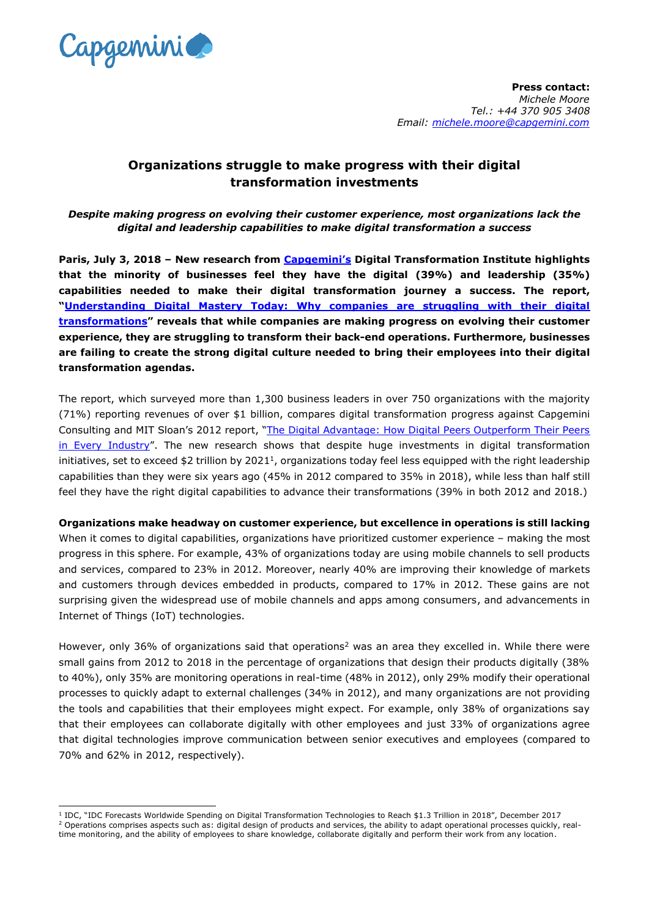Capgemini

**Press contact:**
*Michele Moore*
*Tel.: +44 370 905 3408*
*Email: michele.moore@capgemini.com*

# Organizations struggle to make progress with their digital transformation investments

***Despite making progress on evolving their customer experience, most organizations lack the digital and leadership capabilities to make digital transformation a success***

**Paris, July 3, 2018 – New research from Capgemini's Digital Transformation Institute highlights that the minority of businesses feel they have the digital (39%) and leadership (35%) capabilities needed to make their digital transformation journey a success. The report, "Understanding Digital Mastery Today: Why companies are struggling with their digital transformations" reveals that while companies are making progress on evolving their customer experience, they are struggling to transform their back-end operations. Furthermore, businesses are failing to create the strong digital culture needed to bring their employees into their digital transformation agendas.**

The report, which surveyed more than 1,300 business leaders in over 750 organizations with the majority (71%) reporting revenues of over $1 billion, compares digital transformation progress against Capgemini Consulting and MIT Sloan's 2012 report, "The Digital Advantage: How Digital Peers Outperform Their Peers in Every Industry". The new research shows that despite huge investments in digital transformation initiatives, set to exceed $2 trillion by 2021[1], organizations today feel less equipped with the right leadership capabilities than they were six years ago (45% in 2012 compared to 35% in 2018), while less than half still feel they have the right digital capabilities to advance their transformations (39% in both 2012 and 2018.)

**Organizations make headway on customer experience, but excellence in operations is still lacking**

When it comes to digital capabilities, organizations have prioritized customer experience – making the most progress in this sphere. For example, 43% of organizations today are using mobile channels to sell products and services, compared to 23% in 2012. Moreover, nearly 40% are improving their knowledge of markets and customers through devices embedded in products, compared to 17% in 2012. These gains are not surprising given the widespread use of mobile channels and apps among consumers, and advancements in Internet of Things (IoT) technologies.

However, only 36% of organizations said that operations[2] was an area they excelled in. While there were small gains from 2012 to 2018 in the percentage of organizations that design their products digitally (38% to 40%), only 35% are monitoring operations in real-time (48% in 2012), only 29% modify their operational processes to quickly adapt to external challenges (34% in 2012), and many organizations are not providing the tools and capabilities that their employees might expect. For example, only 38% of organizations say that their employees can collaborate digitally with other employees and just 33% of organizations agree that digital technologies improve communication between senior executives and employees (compared to 70% and 62% in 2012, respectively).

---

[1] IDC, "IDC Forecasts Worldwide Spending on Digital Transformation Technologies to Reach $1.3 Trillion in 2018", December 2017

[2] Operations comprises aspects such as: digital design of products and services, the ability to adapt operational processes quickly, real-time monitoring, and the ability of employees to share knowledge, collaborate digitally and perform their work from any location.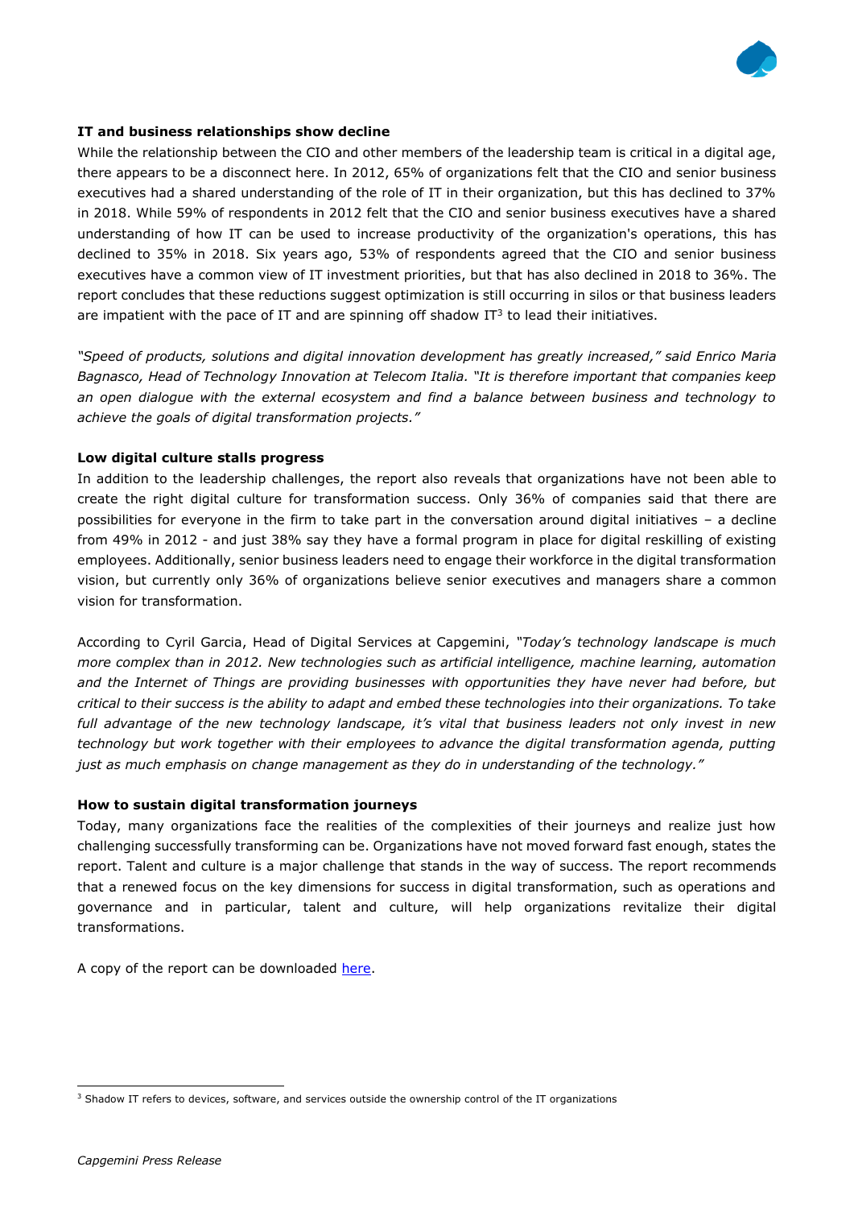**IT and business relationships show decline**

While the relationship between the CIO and other members of the leadership team is critical in a digital age, there appears to be a disconnect here. In 2012, 65% of organizations felt that the CIO and senior business executives had a shared understanding of the role of IT in their organization, but this has declined to 37% in 2018. While 59% of respondents in 2012 felt that the CIO and senior business executives have a shared understanding of how IT can be used to increase productivity of the organization's operations, this has declined to 35% in 2018. Six years ago, 53% of respondents agreed that the CIO and senior business executives have a common view of IT investment priorities, but that has also declined in 2018 to 36%. The report concludes that these reductions suggest optimization is still occurring in silos or that business leaders are impatient with the pace of IT and are spinning off shadow IT[3] to lead their initiatives.

*"Speed of products, solutions and digital innovation development has greatly increased," said Enrico Maria Bagnasco, Head of Technology Innovation at Telecom Italia. "It is therefore important that companies keep an open dialogue with the external ecosystem and find a balance between business and technology to achieve the goals of digital transformation projects."*

**Low digital culture stalls progress**

In addition to the leadership challenges, the report also reveals that organizations have not been able to create the right digital culture for transformation success. Only 36% of companies said that there are possibilities for everyone in the firm to take part in the conversation around digital initiatives – a decline from 49% in 2012 - and just 38% say they have a formal program in place for digital reskilling of existing employees. Additionally, senior business leaders need to engage their workforce in the digital transformation vision, but currently only 36% of organizations believe senior executives and managers share a common vision for transformation.

According to Cyril Garcia, Head of Digital Services at Capgemini, *"Today's technology landscape is much more complex than in 2012. New technologies such as artificial intelligence, machine learning, automation and the Internet of Things are providing businesses with opportunities they have never had before, but critical to their success is the ability to adapt and embed these technologies into their organizations. To take full advantage of the new technology landscape, it's vital that business leaders not only invest in new technology but work together with their employees to advance the digital transformation agenda, putting just as much emphasis on change management as they do in understanding of the technology."*

**How to sustain digital transformation journeys**

Today, many organizations face the realities of the complexities of their journeys and realize just how challenging successfully transforming can be. Organizations have not moved forward fast enough, states the report. Talent and culture is a major challenge that stands in the way of success. The report recommends that a renewed focus on the key dimensions for success in digital transformation, such as operations and governance and in particular, talent and culture, will help organizations revitalize their digital transformations.

A copy of the report can be downloaded here.

---

[3] Shadow IT refers to devices, software, and services outside the ownership control of the IT organizations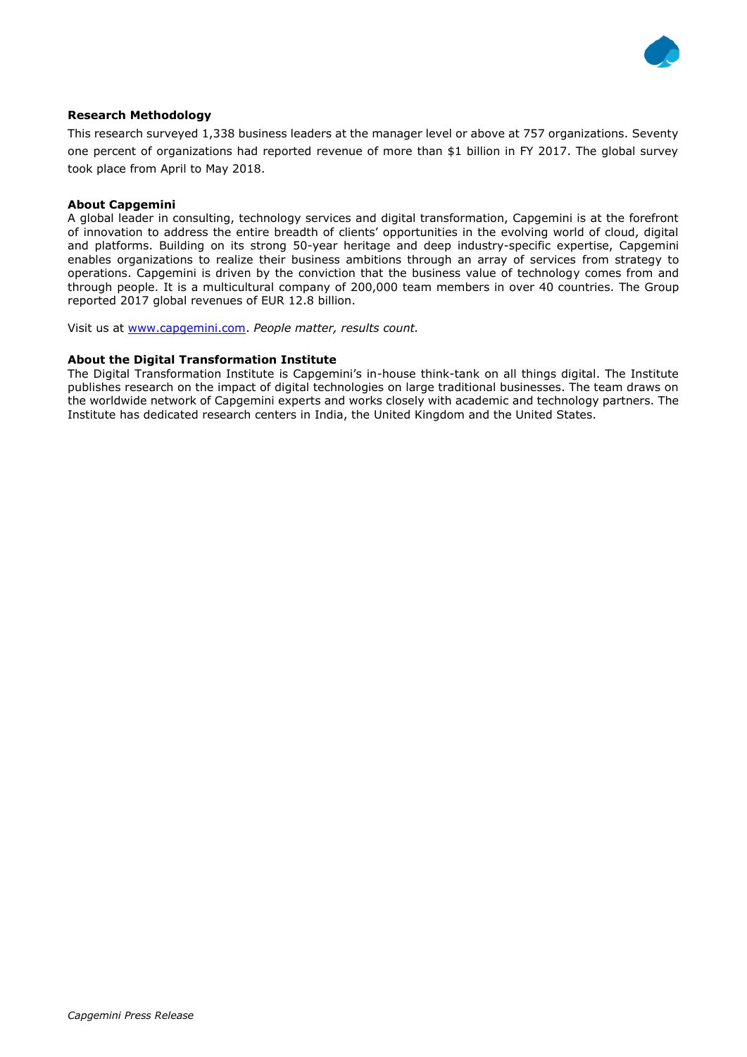**Research Methodology**

This research surveyed 1,338 business leaders at the manager level or above at 757 organizations. Seventy one percent of organizations had reported revenue of more than $1 billion in FY 2017. The global survey took place from April to May 2018.

**About Capgemini**

A global leader in consulting, technology services and digital transformation, Capgemini is at the forefront of innovation to address the entire breadth of clients' opportunities in the evolving world of cloud, digital and platforms. Building on its strong 50-year heritage and deep industry-specific expertise, Capgemini enables organizations to realize their business ambitions through an array of services from strategy to operations. Capgemini is driven by the conviction that the business value of technology comes from and through people. It is a multicultural company of 200,000 team members in over 40 countries. The Group reported 2017 global revenues of EUR 12.8 billion.

Visit us at [www.capgemini.com](http://www.capgemini.com). *People matter, results count.*

**About the Digital Transformation Institute**

The Digital Transformation Institute is Capgemini's in-house think-tank on all things digital. The Institute publishes research on the impact of digital technologies on large traditional businesses. The team draws on the worldwide network of Capgemini experts and works closely with academic and technology partners. The Institute has dedicated research centers in India, the United Kingdom and the United States.